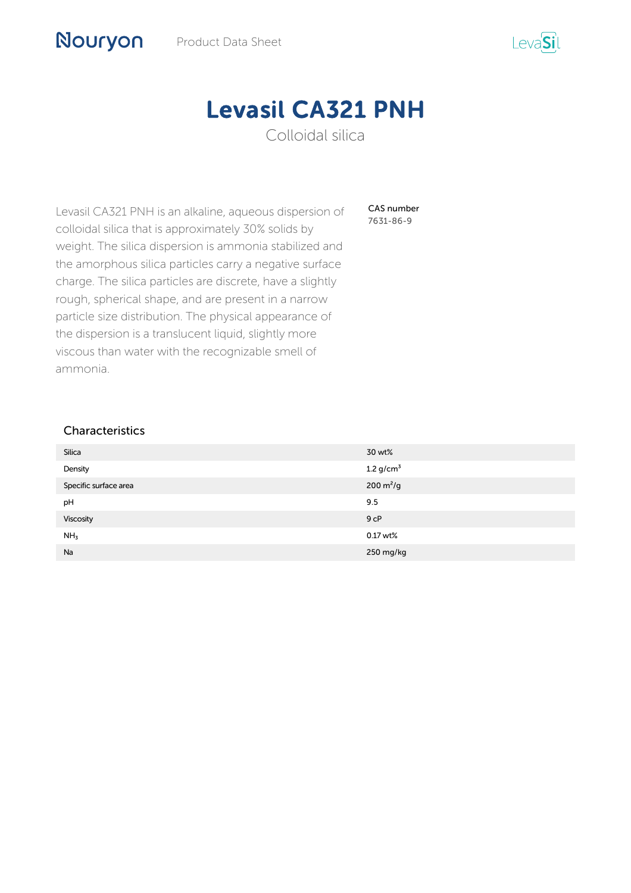# Levasil CA321 PNH

Colloidal silica

Levasil CA321 PNH is an alkaline, aqueous dispersion of colloidal silica that is approximately 30% solids by weight. The silica dispersion is ammonia stabilized and the amorphous silica particles carry a negative surface charge. The silica particles are discrete, have a slightly rough, spherical shape, and are present in a narrow particle size distribution. The physical appearance of the dispersion is a translucent liquid, slightly more viscous than water with the recognizable smell of ammonia.

**CAS number**
7631-86-9

## Characteristics

| | |
|---|---|
| Silica | 30 wt% |
| Density | 1.2 g/cm$^3$ |
| Specific surface area | 200 m$^2$/g |
| pH | 9.5 |
| Viscosity | 9 cP |
| $NH_3$ | 0.17 wt% |
| Na | 250 mg/kg |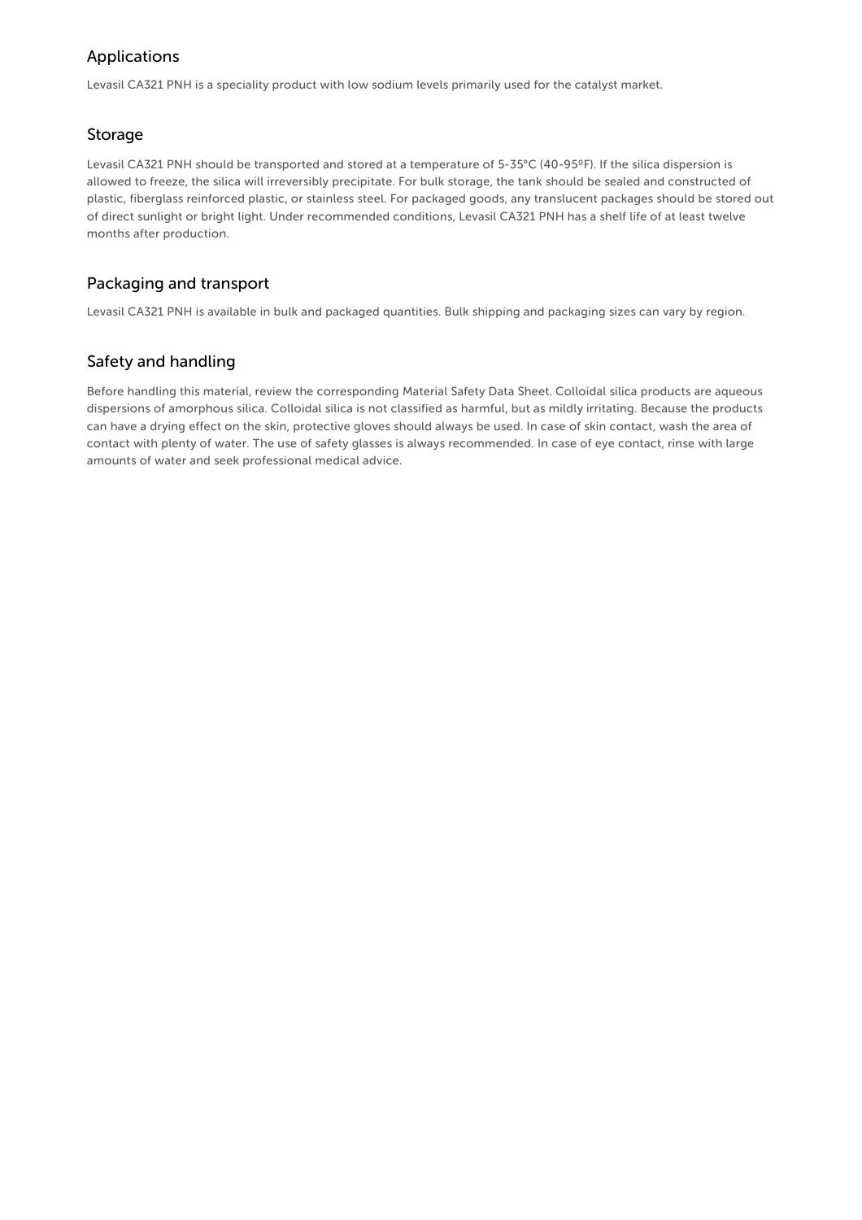## Applications

Levasil CA321 PNH is a speciality product with low sodium levels primarily used for the catalyst market.

## Storage

Levasil CA321 PNH should be transported and stored at a temperature of 5-35°C (40-95ºF). If the silica dispersion is allowed to freeze, the silica will irreversibly precipitate. For bulk storage, the tank should be sealed and constructed of plastic, fiberglass reinforced plastic, or stainless steel. For packaged goods, any translucent packages should be stored out of direct sunlight or bright light. Under recommended conditions, Levasil CA321 PNH has a shelf life of at least twelve months after production.

## Packaging and transport

Levasil CA321 PNH is available in bulk and packaged quantities. Bulk shipping and packaging sizes can vary by region.

## Safety and handling

Before handling this material, review the corresponding Material Safety Data Sheet. Colloidal silica products are aqueous dispersions of amorphous silica. Colloidal silica is not classified as harmful, but as mildly irritating. Because the products can have a drying effect on the skin, protective gloves should always be used. In case of skin contact, wash the area of contact with plenty of water. The use of safety glasses is always recommended. In case of eye contact, rinse with large amounts of water and seek professional medical advice.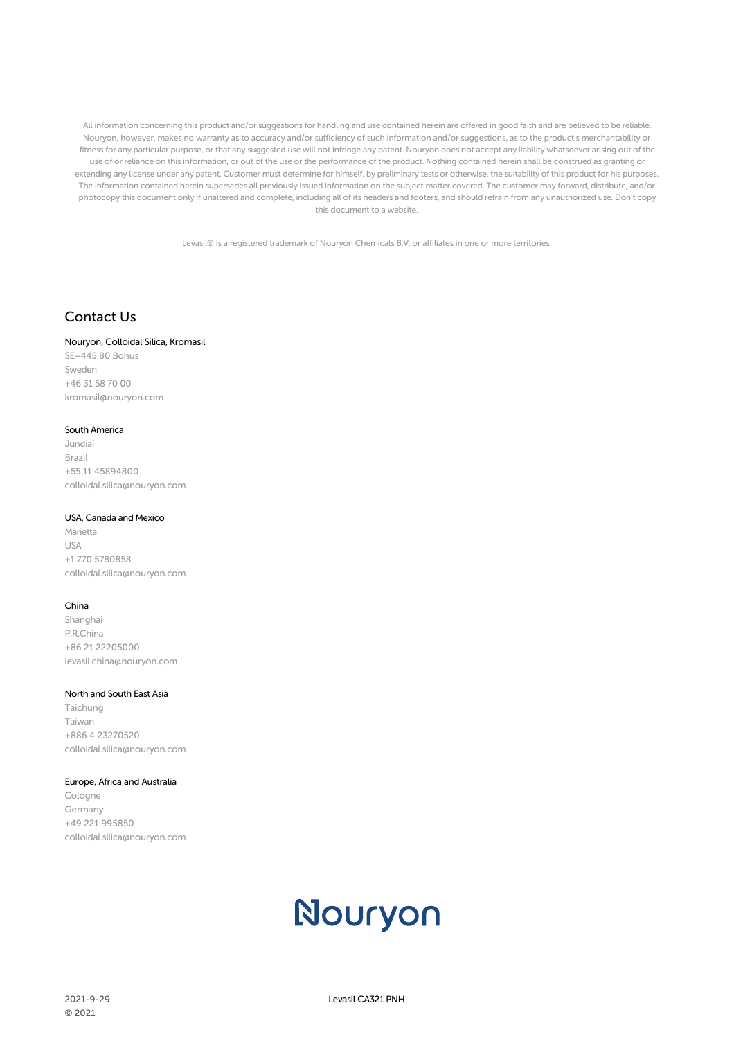All information concerning this product and/or suggestions for handling and use contained herein are offered in good faith and are believed to be reliable. Nouryon, however, makes no warranty as to accuracy and/or sufficiency of such information and/or suggestions, as to the product's merchantability or fitness for any particular purpose, or that any suggested use will not infringe any patent. Nouryon does not accept any liability whatsoever arising out of the use of or reliance on this information, or out of the use or the performance of the product. Nothing contained herein shall be construed as granting or extending any license under any patent. Customer must determine for himself, by preliminary tests or otherwise, the suitability of this product for his purposes. The information contained herein supersedes all previously issued information on the subject matter covered. The customer may forward, distribute, and/or photocopy this document only if unaltered and complete, including all of its headers and footers, and should refrain from any unauthorized use. Don't copy this document to a website.

Levasil® is a registered trademark of Nouryon Chemicals B.V. or affiliates in one or more territories.

## Contact Us

**Nouryon, Colloidal Silica, Kromasil**
SE–445 80 Bohus
Sweden
+46 31 58 70 00
kromasil@nouryon.com

**South America**
Jundiai
Brazil
+55 11 45894800
colloidal.silica@nouryon.com

**USA, Canada and Mexico**
Marietta
USA
+1 770 5780858
colloidal.silica@nouryon.com

**China**
Shanghai
P.R.China
+86 21 22205000
levasil.china@nouryon.com

**North and South East Asia**
Taichung
Taiwan
+886 4 23270520
colloidal.silica@nouryon.com

**Europe, Africa and Australia**
Cologne
Germany
+49 221 995850
colloidal.silica@nouryon.com

Nouryon

2021-9-29
© 2021

Levasil CA321 PNH